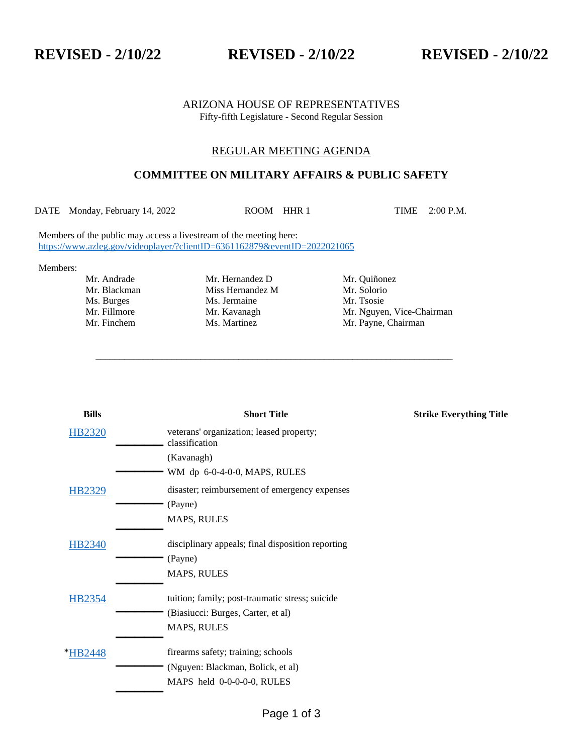**REVISED - 2/10/22** **REVISED - 2/10/22** **REVISED - 2/10/22**

ARIZONA HOUSE OF REPRESENTATIVES
Fifty-fifth Legislature - Second Regular Session

## REGULAR MEETING AGENDA

## COMMITTEE ON MILITARY AFFAIRS & PUBLIC SAFETY

DATE Monday, February 14, 2022 ROOM HHR 1 TIME 2:00 P.M.

Members of the public may access a livestream of the meeting here:
https://www.azleg.gov/videoplayer/?clientID=6361162879&eventID=2022021065

Members:

| | | |
|---|---|---|
| Mr. Andrade | Mr. Hernandez D | Mr. Quiñonez |
| Mr. Blackman | Miss Hernandez M | Mr. Solorio |
| Ms. Burges | Ms. Jermaine | Mr. Tsosie |
| Mr. Fillmore | Mr. Kavanagh | Mr. Nguyen, Vice-Chairman |
| Mr. Finchem | Ms. Martinez | Mr. Payne, Chairman |

---

| Bills | Short Title | Strike Everything Title |
|---|---|---|
| HB2320 | veterans' organization; leased property; classification<br>(Kavanagh)<br>WM dp 6-0-4-0-0, MAPS, RULES | |
| HB2329 | disaster; reimbursement of emergency expenses<br>(Payne)<br>MAPS, RULES | |
| HB2340 | disciplinary appeals; final disposition reporting<br>(Payne)<br>MAPS, RULES | |
| HB2354 | tuition; family; post-traumatic stress; suicide<br>(Biasiucci: Burges, Carter, et al)<br>MAPS, RULES | |
| *HB2448 | firearms safety; training; schools<br>(Nguyen: Blackman, Bolick, et al)<br>MAPS held 0-0-0-0-0, RULES | |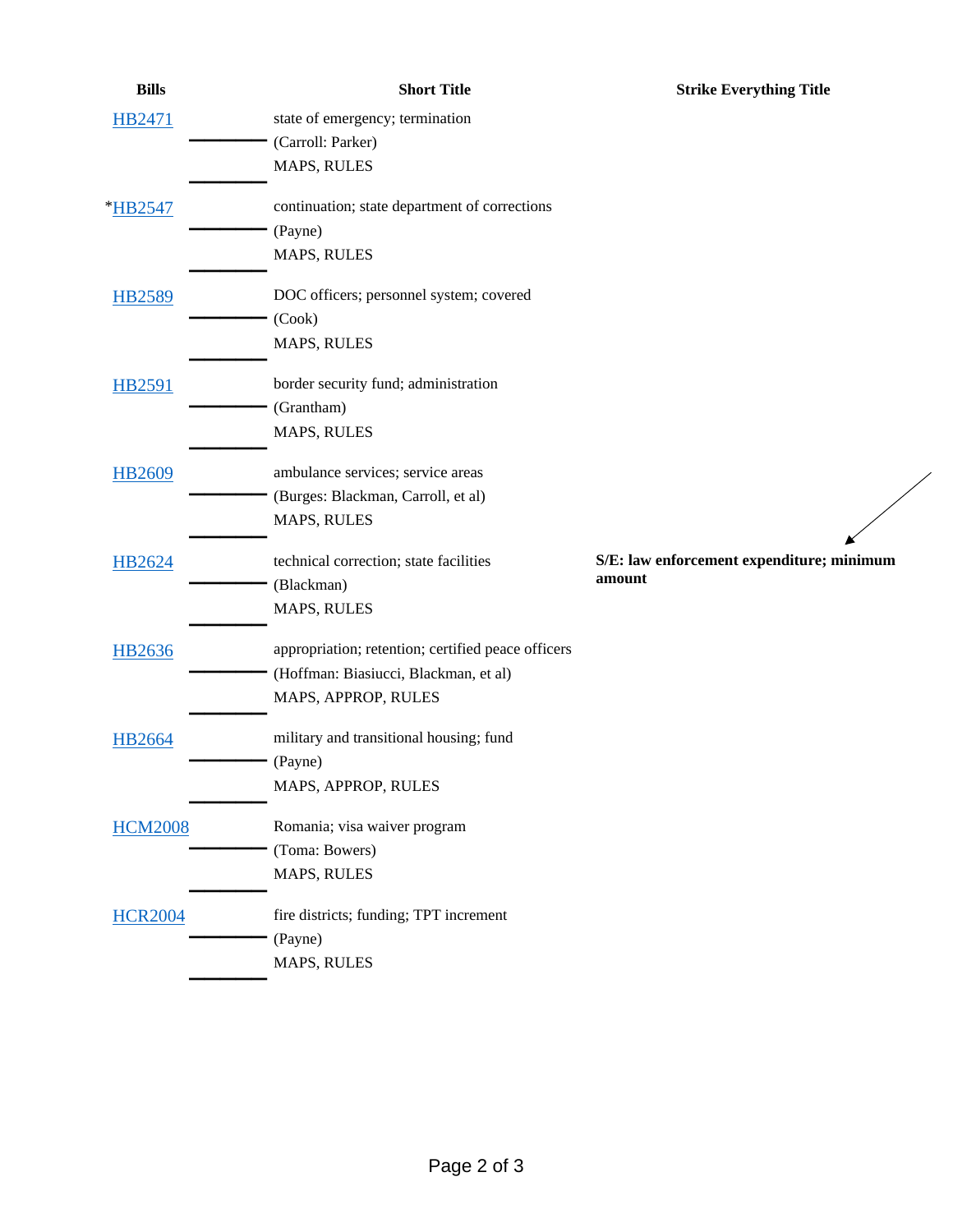| Bills | Short Title | Strike Everything Title |
| --- | --- | --- |
| HB2471 | state of emergency; termination<br>(Carroll: Parker)<br>MAPS, RULES | |
| *HB2547 | continuation; state department of corrections<br>(Payne)<br>MAPS, RULES | |
| HB2589 | DOC officers; personnel system; covered<br>(Cook)<br>MAPS, RULES | |
| HB2591 | border security fund; administration<br>(Grantham)<br>MAPS, RULES | |
| HB2609 | ambulance services; service areas<br>(Burges: Blackman, Carroll, et al)<br>MAPS, RULES | |
| HB2624 | technical correction; state facilities<br>(Blackman)<br>MAPS, RULES | **S/E: law enforcement expenditure; minimum amount** |
| HB2636 | appropriation; retention; certified peace officers<br>(Hoffman: Biasiucci, Blackman, et al)<br>MAPS, APPROP, RULES | |
| HB2664 | military and transitional housing; fund<br>(Payne)<br>MAPS, APPROP, RULES | |
| HCM2008 | Romania; visa waiver program<br>(Toma: Bowers)<br>MAPS, RULES | |
| HCR2004 | fire districts; funding; TPT increment<br>(Payne)<br>MAPS, RULES | |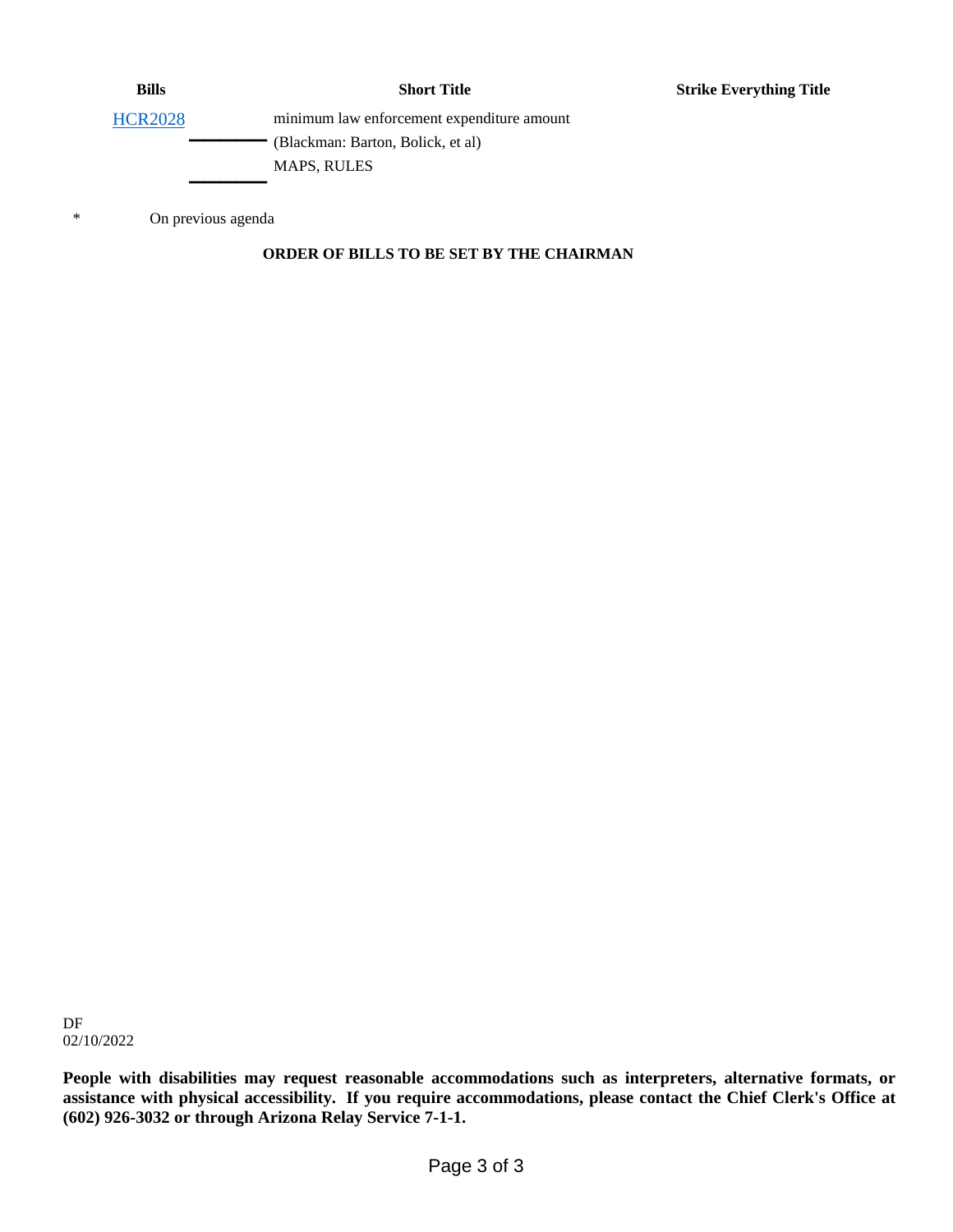| Bills | Short Title | Strike Everything Title |
| --- | --- | --- |
| HCR2028 | minimum law enforcement expenditure amount<br>(Blackman: Barton, Bolick, et al)<br>MAPS, RULES | |

* On previous agenda

**ORDER OF BILLS TO BE SET BY THE CHAIRMAN**

DF
02/10/2022

**People with disabilities may request reasonable accommodations such as interpreters, alternative formats, or assistance with physical accessibility. If you require accommodations, please contact the Chief Clerk's Office at (602) 926-3032 or through Arizona Relay Service 7-1-1.**